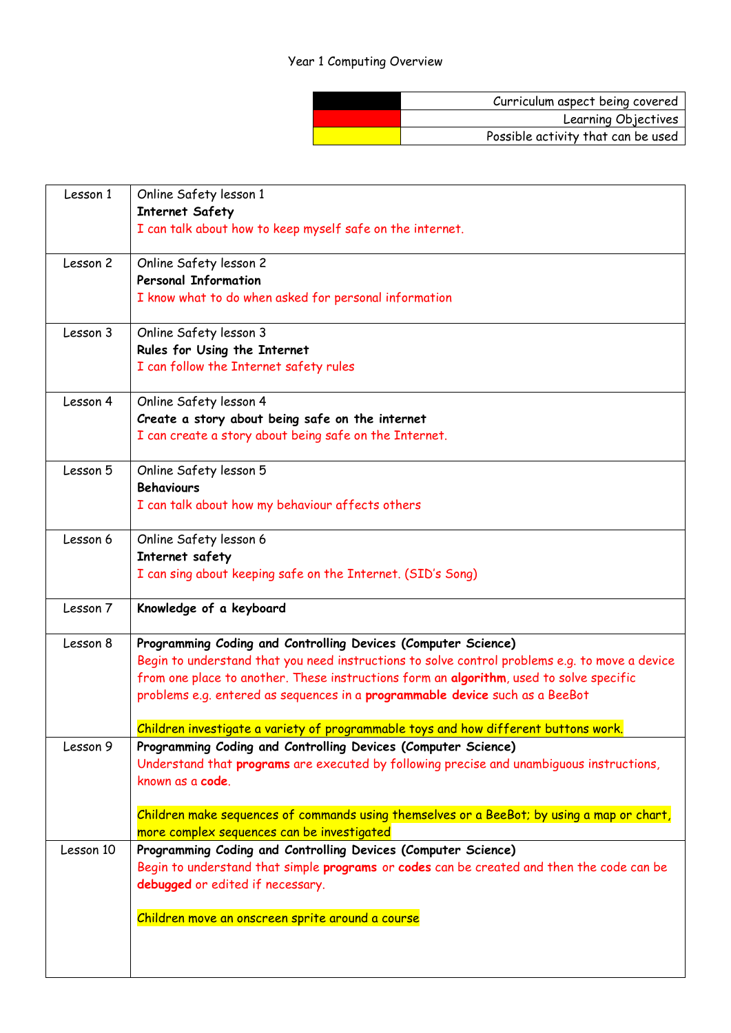# Year 1 Computing Overview

| Colour | Key |
|---|---|
| Black | Curriculum aspect being covered |
| Red | Learning Objectives |
| Yellow | Possible activity that can be used |

| Lesson | Content |
|---|---|
| Lesson 1 | Online Safety lesson 1<br>**Internet Safety**<br>I can talk about how to keep myself safe on the internet. |
| Lesson 2 | Online Safety lesson 2<br>**Personal Information**<br>I know what to do when asked for personal information |
| Lesson 3 | Online Safety lesson 3<br>**Rules for Using the Internet**<br>I can follow the Internet safety rules |
| Lesson 4 | Online Safety lesson 4<br>**Create a story about being safe on the internet**<br>I can create a story about being safe on the Internet. |
| Lesson 5 | Online Safety lesson 5<br>**Behaviours**<br>I can talk about how my behaviour affects others |
| Lesson 6 | Online Safety lesson 6<br>**Internet safety**<br>I can sing about keeping safe on the Internet. (SID's Song) |
| Lesson 7 | **Knowledge of a keyboard** |
| Lesson 8 | **Programming Coding and Controlling Devices (Computer Science)**<br>Begin to understand that you need instructions to solve control problems e.g. to move a device from one place to another. These instructions form an **algorithm**, used to solve specific problems e.g. entered as sequences in a **programmable device** such as a BeeBot<br><br>Children investigate a variety of programmable toys and how different buttons work. |
| Lesson 9 | **Programming Coding and Controlling Devices (Computer Science)**<br>Understand that **programs** are executed by following precise and unambiguous instructions, known as a **code**.<br><br>Children make sequences of commands using themselves or a BeeBot; by using a map or chart, more complex sequences can be investigated |
| Lesson 10 | **Programming Coding and Controlling Devices (Computer Science)**<br>Begin to understand that simple **programs** or **codes** can be created and then the code can be **debugged** or edited if necessary.<br><br>Children move an onscreen sprite around a course |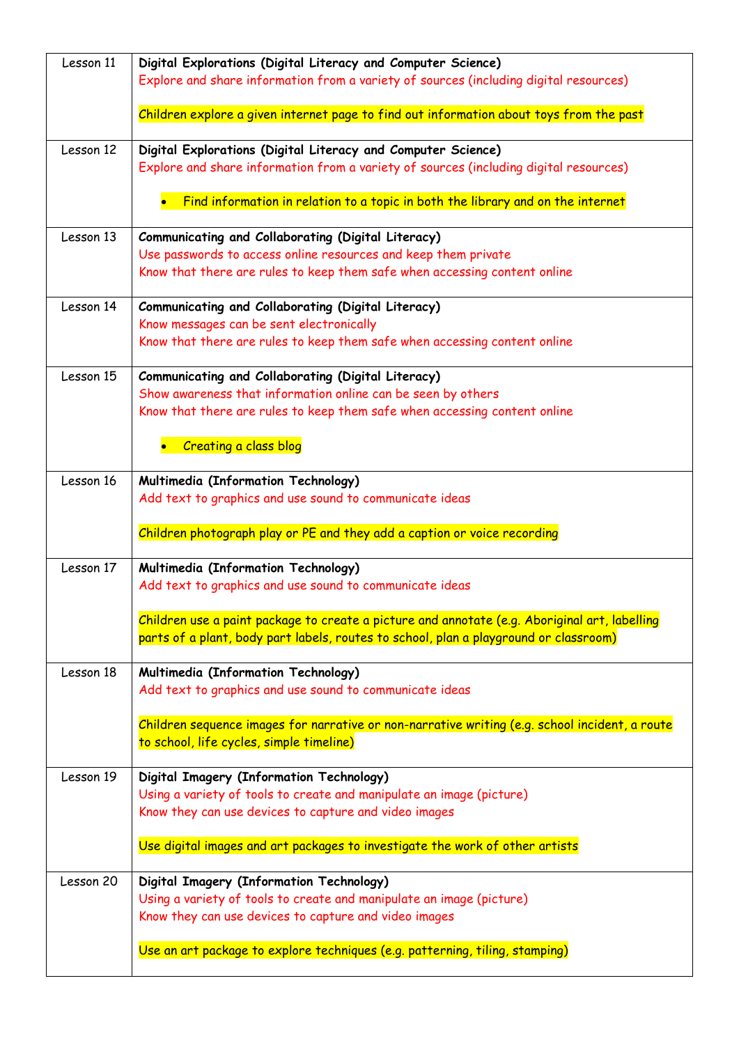| Lesson | Content |
|---|---|
| Lesson 11 | **Digital Explorations (Digital Literacy and Computer Science)**<br>Explore and share information from a variety of sources (including digital resources)<br><br>Children explore a given internet page to find out information about toys from the past |
| Lesson 12 | **Digital Explorations (Digital Literacy and Computer Science)**<br>Explore and share information from a variety of sources (including digital resources)<br><br>• Find information in relation to a topic in both the library and on the internet |
| Lesson 13 | **Communicating and Collaborating (Digital Literacy)**<br>Use passwords to access online resources and keep them private<br>Know that there are rules to keep them safe when accessing content online |
| Lesson 14 | **Communicating and Collaborating (Digital Literacy)**<br>Know messages can be sent electronically<br>Know that there are rules to keep them safe when accessing content online |
| Lesson 15 | **Communicating and Collaborating (Digital Literacy)**<br>Show awareness that information online can be seen by others<br>Know that there are rules to keep them safe when accessing content online<br><br>• Creating a class blog |
| Lesson 16 | **Multimedia (Information Technology)**<br>Add text to graphics and use sound to communicate ideas<br><br>Children photograph play or PE and they add a caption or voice recording |
| Lesson 17 | **Multimedia (Information Technology)**<br>Add text to graphics and use sound to communicate ideas<br><br>Children use a paint package to create a picture and annotate (e.g. Aboriginal art, labelling parts of a plant, body part labels, routes to school, plan a playground or classroom) |
| Lesson 18 | **Multimedia (Information Technology)**<br>Add text to graphics and use sound to communicate ideas<br><br>Children sequence images for narrative or non-narrative writing (e.g. school incident, a route to school, life cycles, simple timeline) |
| Lesson 19 | **Digital Imagery (Information Technology)**<br>Using a variety of tools to create and manipulate an image (picture)<br>Know they can use devices to capture and video images<br><br>Use digital images and art packages to investigate the work of other artists |
| Lesson 20 | **Digital Imagery (Information Technology)**<br>Using a variety of tools to create and manipulate an image (picture)<br>Know they can use devices to capture and video images<br><br>Use an art package to explore techniques (e.g. patterning, tiling, stamping) |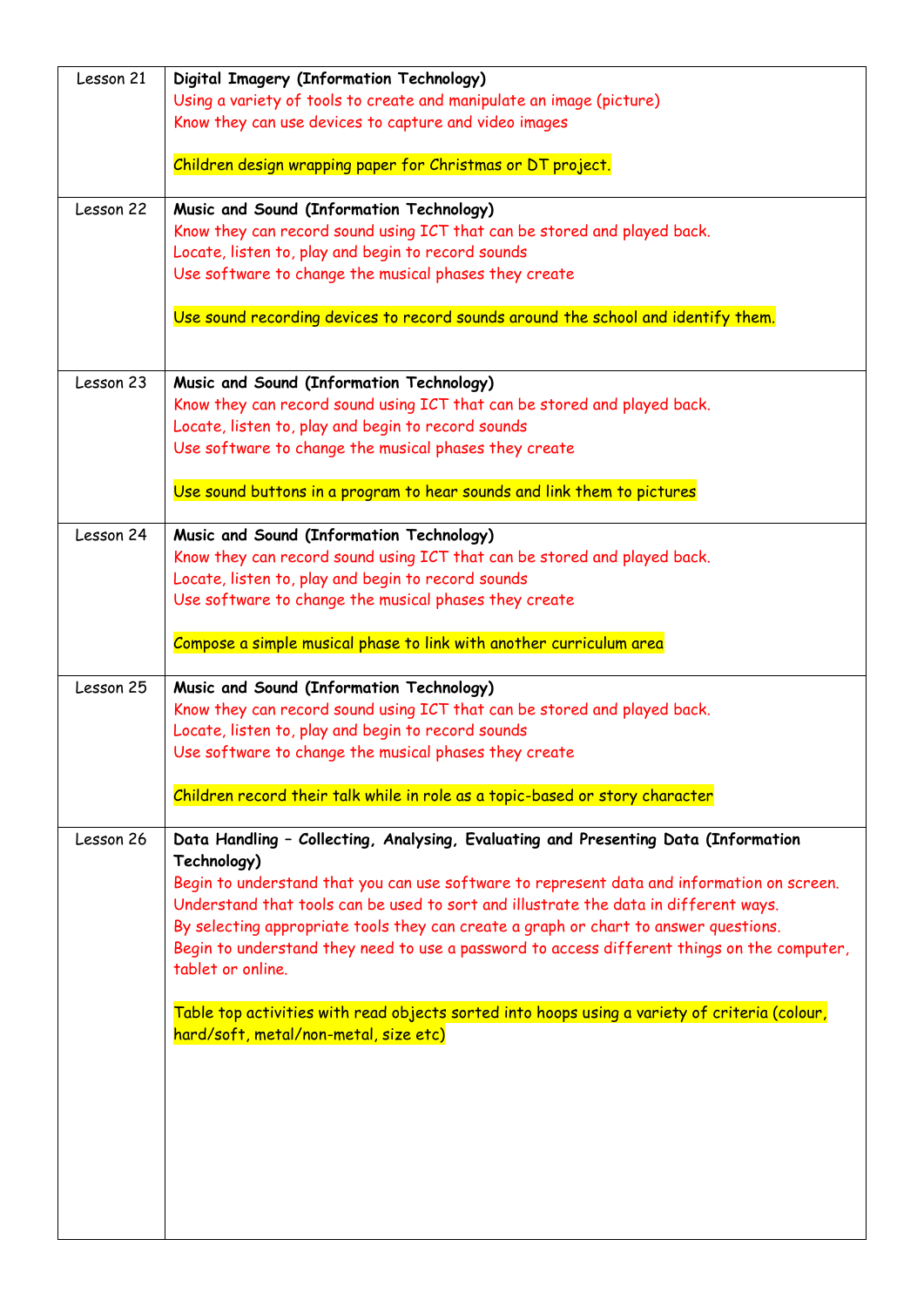| | |
|---|---|
| Lesson 21 | **Digital Imagery (Information Technology)**<br>Using a variety of tools to create and manipulate an image (picture)<br>Know they can use devices to capture and video images<br><br>Children design wrapping paper for Christmas or DT project. |
| Lesson 22 | **Music and Sound (Information Technology)**<br>Know they can record sound using ICT that can be stored and played back.<br>Locate, listen to, play and begin to record sounds<br>Use software to change the musical phases they create<br><br>Use sound recording devices to record sounds around the school and identify them. |
| Lesson 23 | **Music and Sound (Information Technology)**<br>Know they can record sound using ICT that can be stored and played back.<br>Locate, listen to, play and begin to record sounds<br>Use software to change the musical phases they create<br><br>Use sound buttons in a program to hear sounds and link them to pictures |
| Lesson 24 | **Music and Sound (Information Technology)**<br>Know they can record sound using ICT that can be stored and played back.<br>Locate, listen to, play and begin to record sounds<br>Use software to change the musical phases they create<br><br>Compose a simple musical phase to link with another curriculum area |
| Lesson 25 | **Music and Sound (Information Technology)**<br>Know they can record sound using ICT that can be stored and played back.<br>Locate, listen to, play and begin to record sounds<br>Use software to change the musical phases they create<br><br>Children record their talk while in role as a topic-based or story character |
| Lesson 26 | **Data Handling – Collecting, Analysing, Evaluating and Presenting Data (Information Technology)**<br>Begin to understand that you can use software to represent data and information on screen.<br>Understand that tools can be used to sort and illustrate the data in different ways.<br>By selecting appropriate tools they can create a graph or chart to answer questions.<br>Begin to understand they need to use a password to access different things on the computer, tablet or online.<br><br>Table top activities with read objects sorted into hoops using a variety of criteria (colour, hard/soft, metal/non-metal, size etc) |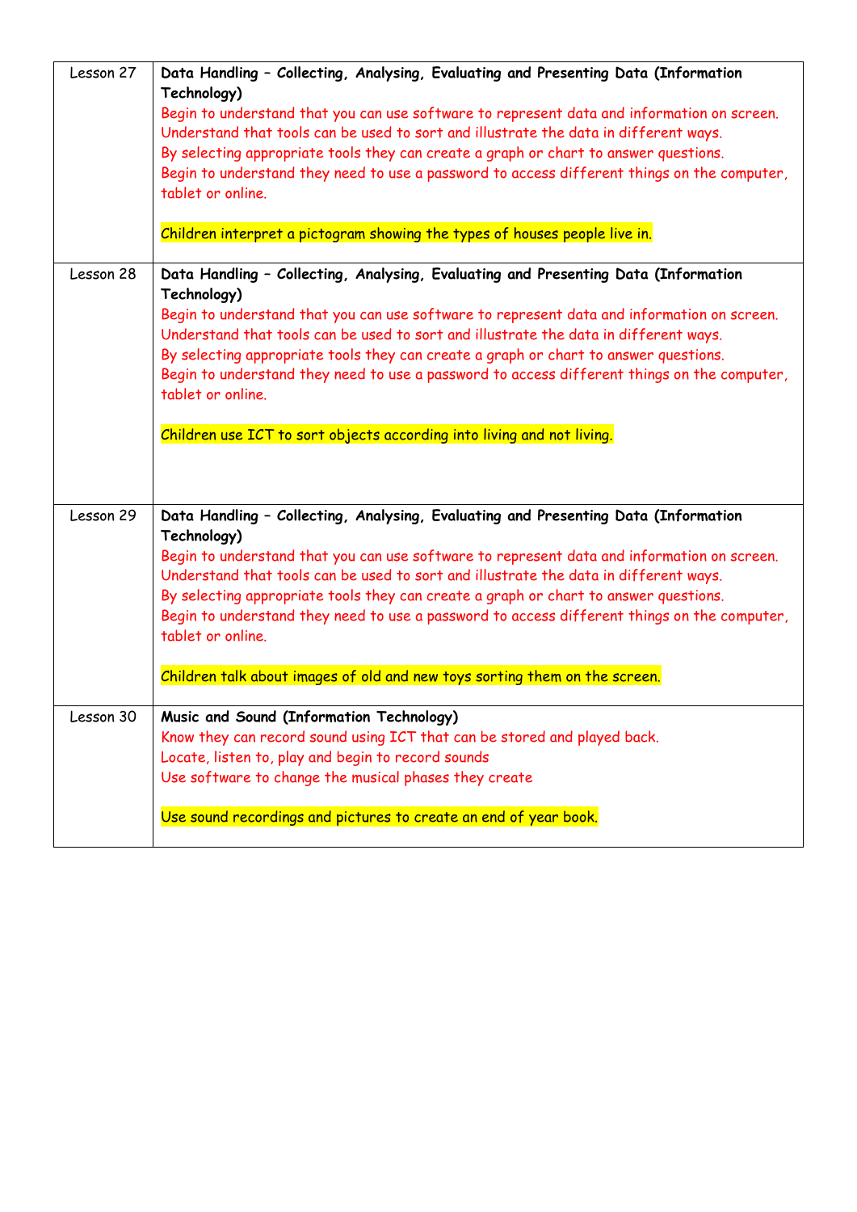| | |
|---|---|
| Lesson 27 | **Data Handling – Collecting, Analysing, Evaluating and Presenting Data (Information Technology)**<br>Begin to understand that you can use software to represent data and information on screen.<br>Understand that tools can be used to sort and illustrate the data in different ways.<br>By selecting appropriate tools they can create a graph or chart to answer questions.<br>Begin to understand they need to use a password to access different things on the computer, tablet or online.<br><br>Children interpret a pictogram showing the types of houses people live in. |
| Lesson 28 | **Data Handling – Collecting, Analysing, Evaluating and Presenting Data (Information Technology)**<br>Begin to understand that you can use software to represent data and information on screen.<br>Understand that tools can be used to sort and illustrate the data in different ways.<br>By selecting appropriate tools they can create a graph or chart to answer questions.<br>Begin to understand they need to use a password to access different things on the computer, tablet or online.<br><br>Children use ICT to sort objects according into living and not living. |
| Lesson 29 | **Data Handling – Collecting, Analysing, Evaluating and Presenting Data (Information Technology)**<br>Begin to understand that you can use software to represent data and information on screen.<br>Understand that tools can be used to sort and illustrate the data in different ways.<br>By selecting appropriate tools they can create a graph or chart to answer questions.<br>Begin to understand they need to use a password to access different things on the computer, tablet or online.<br><br>Children talk about images of old and new toys sorting them on the screen. |
| Lesson 30 | **Music and Sound (Information Technology)**<br>Know they can record sound using ICT that can be stored and played back.<br>Locate, listen to, play and begin to record sounds<br>Use software to change the musical phases they create<br><br>Use sound recordings and pictures to create an end of year book. |